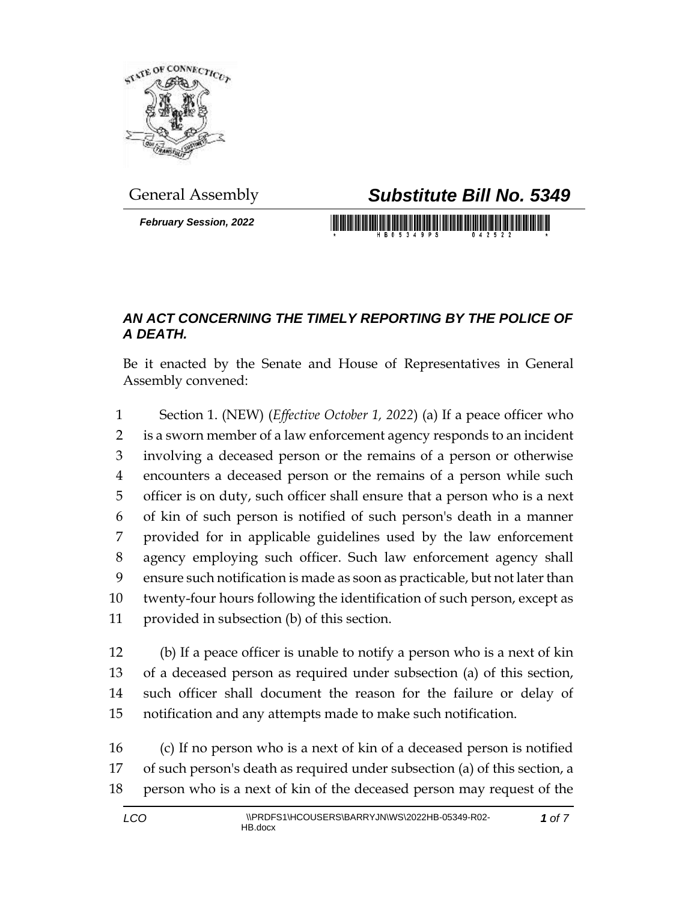General Assembly

# *Substitute Bill No. 5349*

***February Session, 2022***

## *AN ACT CONCERNING THE TIMELY REPORTING BY THE POLICE OF A DEATH.*

Be it enacted by the Senate and House of Representatives in General Assembly convened:

1 Section 1. (NEW) (*Effective October 1, 2022*) (a) If a peace officer who
2 is a sworn member of a law enforcement agency responds to an incident
3 involving a deceased person or the remains of a person or otherwise
4 encounters a deceased person or the remains of a person while such
5 officer is on duty, such officer shall ensure that a person who is a next
6 of kin of such person is notified of such person's death in a manner
7 provided for in applicable guidelines used by the law enforcement
8 agency employing such officer. Such law enforcement agency shall
9 ensure such notification is made as soon as practicable, but not later than
10 twenty-four hours following the identification of such person, except as
11 provided in subsection (b) of this section.

12 (b) If a peace officer is unable to notify a person who is a next of kin
13 of a deceased person as required under subsection (a) of this section,
14 such officer shall document the reason for the failure or delay of
15 notification and any attempts made to make such notification.

16 (c) If no person who is a next of kin of a deceased person is notified
17 of such person's death as required under subsection (a) of this section, a
18 person who is a next of kin of the deceased person may request of the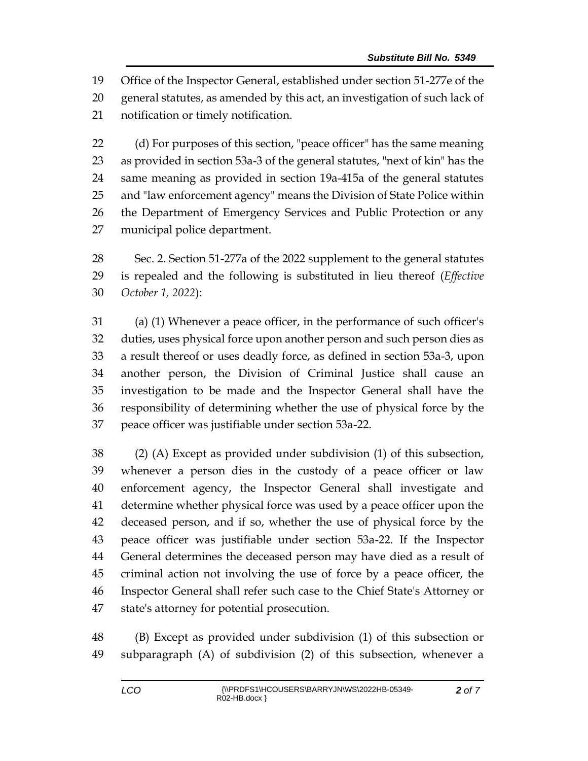Office of the Inspector General, established under section 51-277e of the general statutes, as amended by this act, an investigation of such lack of notification or timely notification.

(d) For purposes of this section, "peace officer" has the same meaning as provided in section 53a-3 of the general statutes, "next of kin" has the same meaning as provided in section 19a-415a of the general statutes and "law enforcement agency" means the Division of State Police within the Department of Emergency Services and Public Protection or any municipal police department.

Sec. 2. Section 51-277a of the 2022 supplement to the general statutes is repealed and the following is substituted in lieu thereof (*Effective October 1, 2022*):

(a) (1) Whenever a peace officer, in the performance of such officer's duties, uses physical force upon another person and such person dies as a result thereof or uses deadly force, as defined in section 53a-3, upon another person, the Division of Criminal Justice shall cause an investigation to be made and the Inspector General shall have the responsibility of determining whether the use of physical force by the peace officer was justifiable under section 53a-22.

(2) (A) Except as provided under subdivision (1) of this subsection, whenever a person dies in the custody of a peace officer or law enforcement agency, the Inspector General shall investigate and determine whether physical force was used by a peace officer upon the deceased person, and if so, whether the use of physical force by the peace officer was justifiable under section 53a-22. If the Inspector General determines the deceased person may have died as a result of criminal action not involving the use of force by a peace officer, the Inspector General shall refer such case to the Chief State's Attorney or state's attorney for potential prosecution.

(B) Except as provided under subdivision (1) of this subsection or subparagraph (A) of subdivision (2) of this subsection, whenever a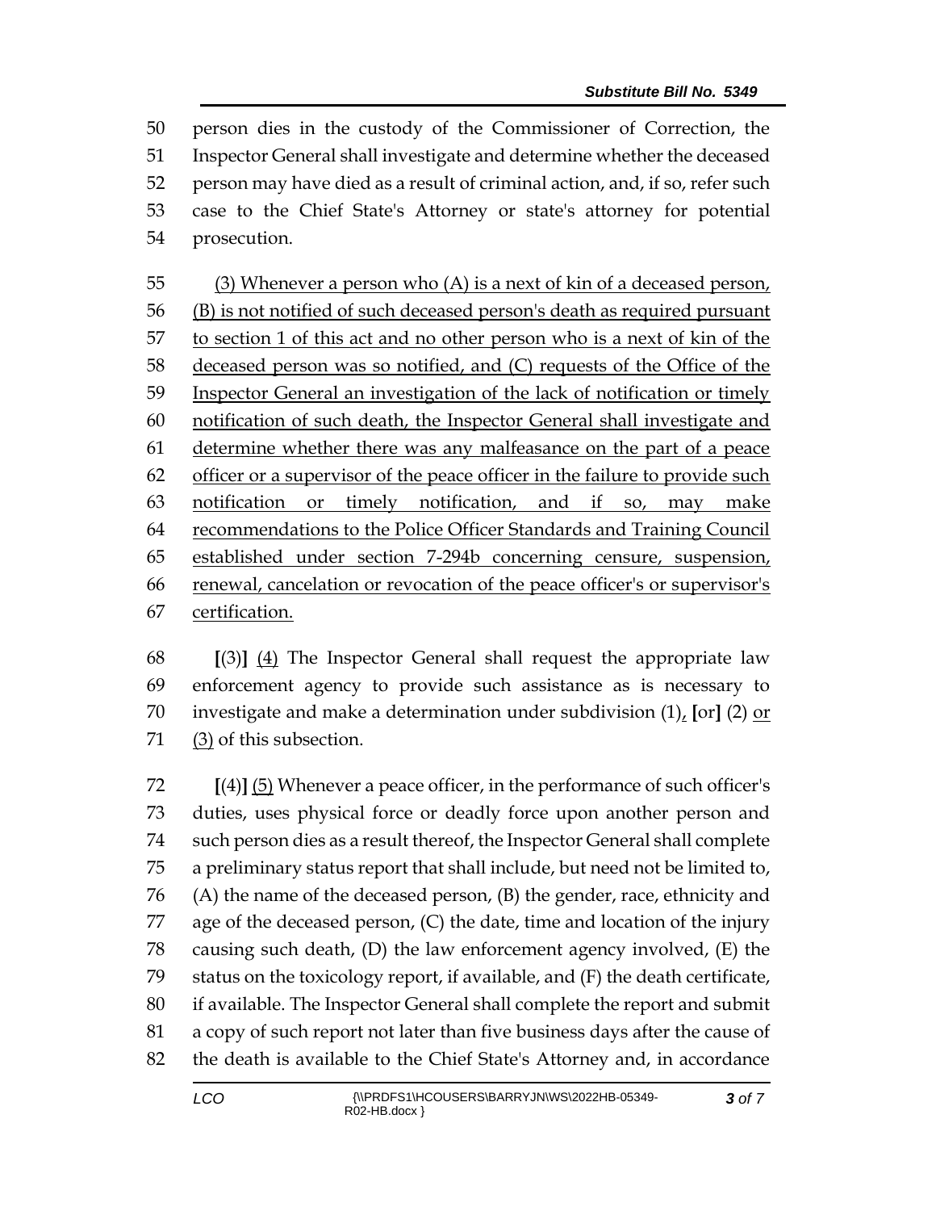person dies in the custody of the Commissioner of Correction, the Inspector General shall investigate and determine whether the deceased person may have died as a result of criminal action, and, if so, refer such case to the Chief State's Attorney or state's attorney for potential prosecution.

<u>(3) Whenever a person who (A) is a next of kin of a deceased person, (B) is not notified of such deceased person's death as required pursuant to section 1 of this act and no other person who is a next of kin of the deceased person was so notified, and (C) requests of the Office of the Inspector General an investigation of the lack of notification or timely notification of such death, the Inspector General shall investigate and determine whether there was any malfeasance on the part of a peace officer or a supervisor of the peace officer in the failure to provide such notification or timely notification, and if so, may make recommendations to the Police Officer Standards and Training Council established under section 7-294b concerning censure, suspension, renewal, cancelation or revocation of the peace officer's or supervisor's certification.</u>

**[**(3)**]** <u>(4)</u> The Inspector General shall request the appropriate law enforcement agency to provide such assistance as is necessary to investigate and make a determination under subdivision (1)<u>,</u> **[**or**]** (2) <u>or (3)</u> of this subsection.

**[**(4)**]** <u>(5)</u> Whenever a peace officer, in the performance of such officer's duties, uses physical force or deadly force upon another person and such person dies as a result thereof, the Inspector General shall complete a preliminary status report that shall include, but need not be limited to, (A) the name of the deceased person, (B) the gender, race, ethnicity and age of the deceased person, (C) the date, time and location of the injury causing such death, (D) the law enforcement agency involved, (E) the status on the toxicology report, if available, and (F) the death certificate, if available. The Inspector General shall complete the report and submit a copy of such report not later than five business days after the cause of the death is available to the Chief State's Attorney and, in accordance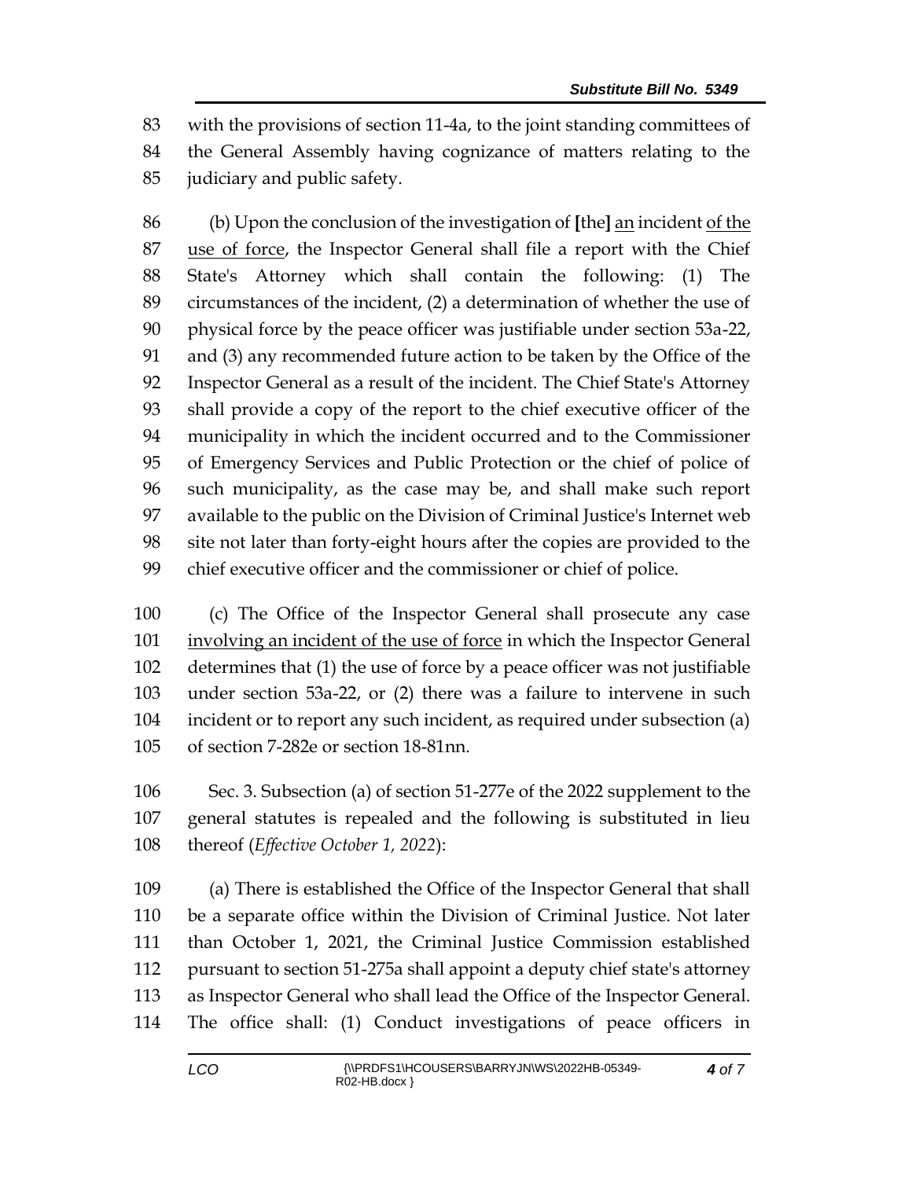with the provisions of section 11-4a, to the joint standing committees of the General Assembly having cognizance of matters relating to the judiciary and public safety.

(b) Upon the conclusion of the investigation of **[**the**]** <u>an</u> incident <u>of the use of force</u>, the Inspector General shall file a report with the Chief State's Attorney which shall contain the following: (1) The circumstances of the incident, (2) a determination of whether the use of physical force by the peace officer was justifiable under section 53a-22, and (3) any recommended future action to be taken by the Office of the Inspector General as a result of the incident. The Chief State's Attorney shall provide a copy of the report to the chief executive officer of the municipality in which the incident occurred and to the Commissioner of Emergency Services and Public Protection or the chief of police of such municipality, as the case may be, and shall make such report available to the public on the Division of Criminal Justice's Internet web site not later than forty-eight hours after the copies are provided to the chief executive officer and the commissioner or chief of police.

(c) The Office of the Inspector General shall prosecute any case <u>involving an incident of the use of force</u> in which the Inspector General determines that (1) the use of force by a peace officer was not justifiable under section 53a-22, or (2) there was a failure to intervene in such incident or to report any such incident, as required under subsection (a) of section 7-282e or section 18-81nn.

Sec. 3. Subsection (a) of section 51-277e of the 2022 supplement to the general statutes is repealed and the following is substituted in lieu thereof (*Effective October 1, 2022*):

(a) There is established the Office of the Inspector General that shall be a separate office within the Division of Criminal Justice. Not later than October 1, 2021, the Criminal Justice Commission established pursuant to section 51-275a shall appoint a deputy chief state's attorney as Inspector General who shall lead the Office of the Inspector General. The office shall: (1) Conduct investigations of peace officers in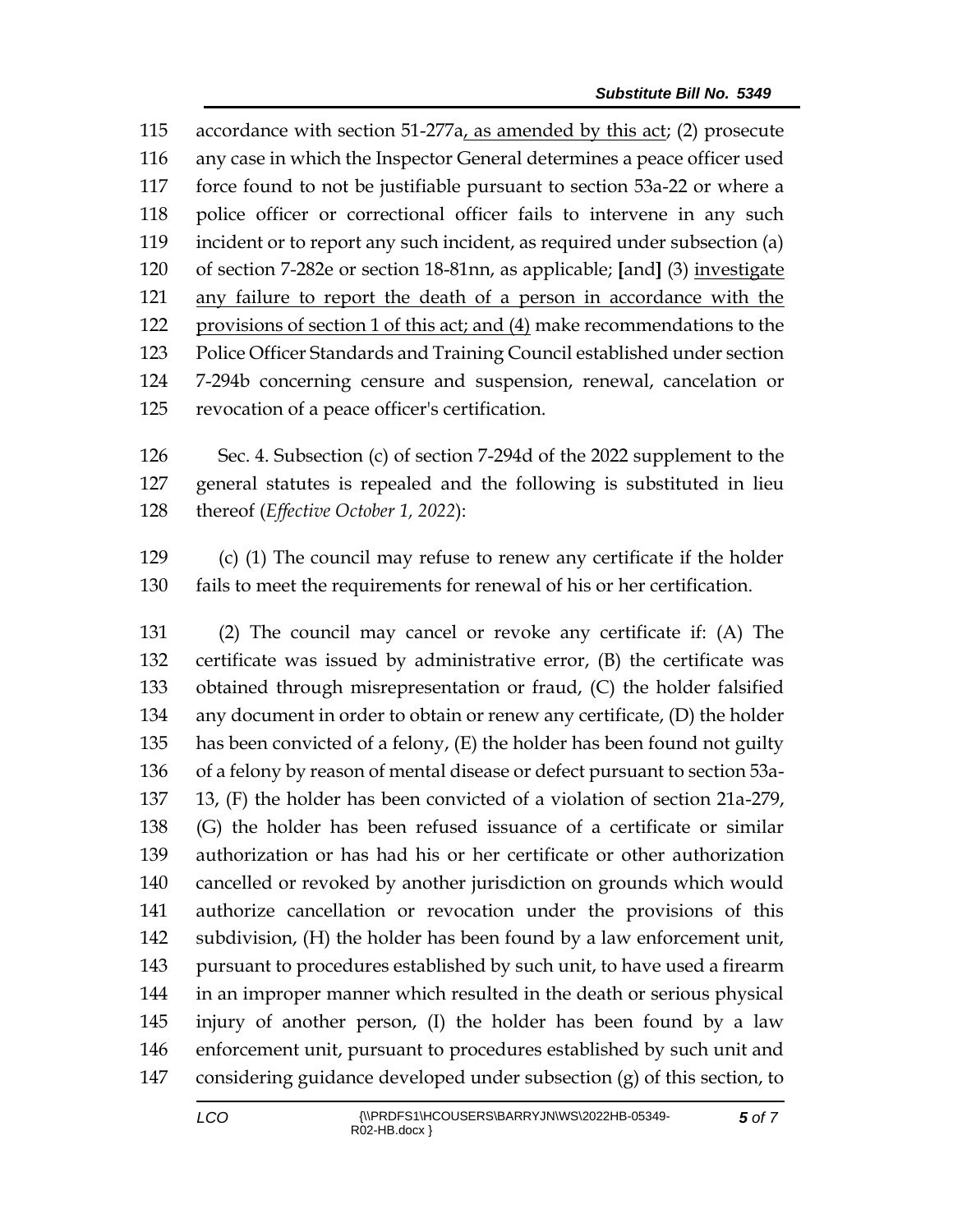accordance with section 51-277a, as amended by this act; (2) prosecute any case in which the Inspector General determines a peace officer used force found to not be justifiable pursuant to section 53a-22 or where a police officer or correctional officer fails to intervene in any such incident or to report any such incident, as required under subsection (a) of section 7-282e or section 18-81nn, as applicable; [and] (3) investigate any failure to report the death of a person in accordance with the provisions of section 1 of this act; and (4) make recommendations to the Police Officer Standards and Training Council established under section 7-294b concerning censure and suspension, renewal, cancelation or revocation of a peace officer's certification.

Sec. 4. Subsection (c) of section 7-294d of the 2022 supplement to the general statutes is repealed and the following is substituted in lieu thereof (*Effective October 1, 2022*):

(c) (1) The council may refuse to renew any certificate if the holder fails to meet the requirements for renewal of his or her certification.

(2) The council may cancel or revoke any certificate if: (A) The certificate was issued by administrative error, (B) the certificate was obtained through misrepresentation or fraud, (C) the holder falsified any document in order to obtain or renew any certificate, (D) the holder has been convicted of a felony, (E) the holder has been found not guilty of a felony by reason of mental disease or defect pursuant to section 53a-13, (F) the holder has been convicted of a violation of section 21a-279, (G) the holder has been refused issuance of a certificate or similar authorization or has had his or her certificate or other authorization cancelled or revoked by another jurisdiction on grounds which would authorize cancellation or revocation under the provisions of this subdivision, (H) the holder has been found by a law enforcement unit, pursuant to procedures established by such unit, to have used a firearm in an improper manner which resulted in the death or serious physical injury of another person, (I) the holder has been found by a law enforcement unit, pursuant to procedures established by such unit and considering guidance developed under subsection (g) of this section, to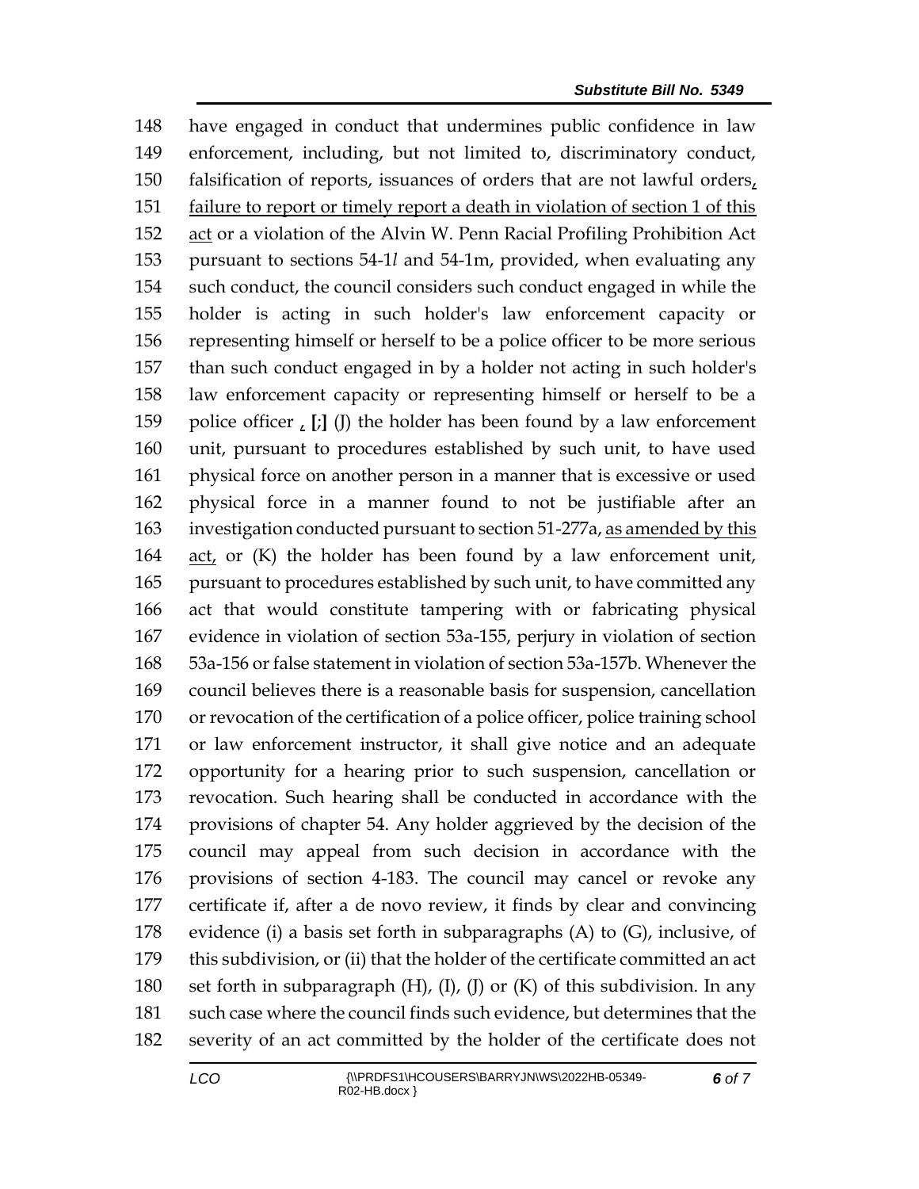have engaged in conduct that undermines public confidence in law enforcement, including, but not limited to, discriminatory conduct, falsification of reports, issuances of orders that are not lawful orders, failure to report or timely report a death in violation of section 1 of this act or a violation of the Alvin W. Penn Racial Profiling Prohibition Act pursuant to sections 54-1*l* and 54-1m, provided, when evaluating any such conduct, the council considers such conduct engaged in while the holder is acting in such holder's law enforcement capacity or representing himself or herself to be a police officer to be more serious than such conduct engaged in by a holder not acting in such holder's law enforcement capacity or representing himself or herself to be a police officer , **[**;**]** (J) the holder has been found by a law enforcement unit, pursuant to procedures established by such unit, to have used physical force on another person in a manner that is excessive or used physical force in a manner found to not be justifiable after an investigation conducted pursuant to section 51-277a, as amended by this act, or (K) the holder has been found by a law enforcement unit, pursuant to procedures established by such unit, to have committed any act that would constitute tampering with or fabricating physical evidence in violation of section 53a-155, perjury in violation of section 53a-156 or false statement in violation of section 53a-157b. Whenever the council believes there is a reasonable basis for suspension, cancellation or revocation of the certification of a police officer, police training school or law enforcement instructor, it shall give notice and an adequate opportunity for a hearing prior to such suspension, cancellation or revocation. Such hearing shall be conducted in accordance with the provisions of chapter 54. Any holder aggrieved by the decision of the council may appeal from such decision in accordance with the provisions of section 4-183. The council may cancel or revoke any certificate if, after a de novo review, it finds by clear and convincing evidence (i) a basis set forth in subparagraphs (A) to (G), inclusive, of this subdivision, or (ii) that the holder of the certificate committed an act set forth in subparagraph (H), (I), (J) or (K) of this subdivision. In any such case where the council finds such evidence, but determines that the severity of an act committed by the holder of the certificate does not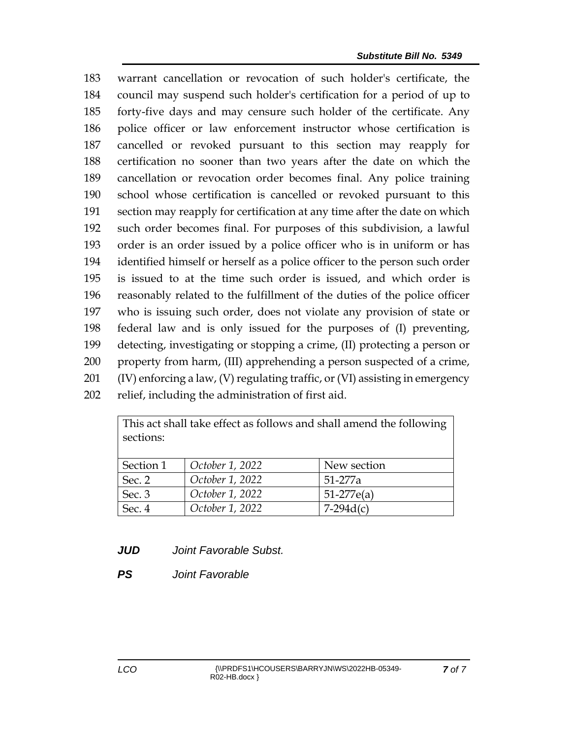183 warrant cancellation or revocation of such holder's certificate, the
184 council may suspend such holder's certification for a period of up to
185 forty-five days and may censure such holder of the certificate. Any
186 police officer or law enforcement instructor whose certification is
187 cancelled or revoked pursuant to this section may reapply for
188 certification no sooner than two years after the date on which the
189 cancellation or revocation order becomes final. Any police training
190 school whose certification is cancelled or revoked pursuant to this
191 section may reapply for certification at any time after the date on which
192 such order becomes final. For purposes of this subdivision, a lawful
193 order is an order issued by a police officer who is in uniform or has
194 identified himself or herself as a police officer to the person such order
195 is issued to at the time such order is issued, and which order is
196 reasonably related to the fulfillment of the duties of the police officer
197 who is issuing such order, does not violate any provision of state or
198 federal law and is only issued for the purposes of (I) preventing,
199 detecting, investigating or stopping a crime, (II) protecting a person or
200 property from harm, (III) apprehending a person suspected of a crime,
201 (IV) enforcing a law, (V) regulating traffic, or (VI) assisting in emergency
202 relief, including the administration of first aid.

| This act shall take effect as follows and shall amend the following sections: | | |
|---|---|---|
| Section 1 | *October 1, 2022* | New section |
| Sec. 2 | *October 1, 2022* | 51-277a |
| Sec. 3 | *October 1, 2022* | 51-277e(a) |
| Sec. 4 | *October 1, 2022* | 7-294d(c) |

***JUD*** *Joint Favorable Subst.*

***PS*** *Joint Favorable*